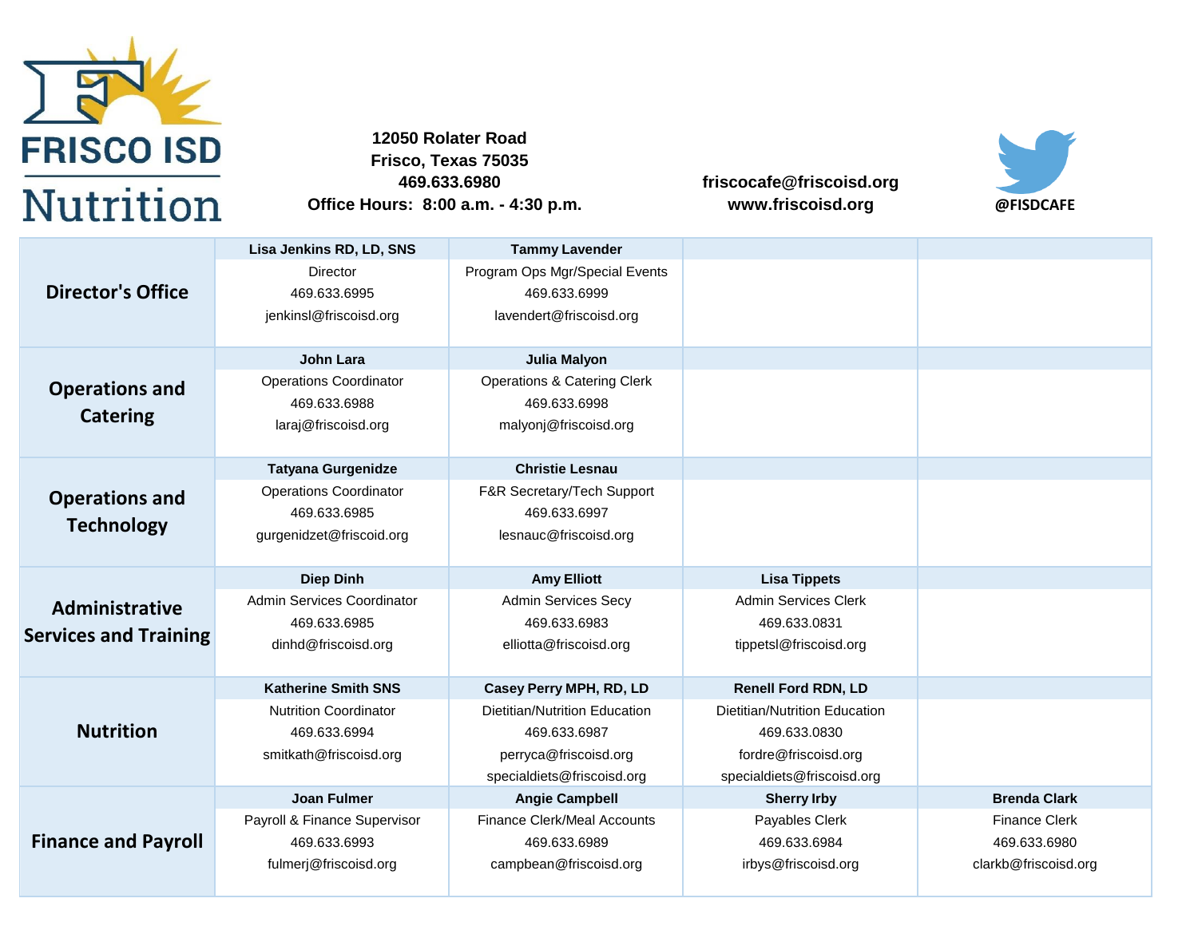# FRISCO ISD Nutrition

**12050 Rolater Road**
**Frisco, Texas 75035**
**469.633.6980**
**Office Hours: 8:00 a.m. - 4:30 p.m.**

**friscocafe@friscoisd.org**
**www.friscoisd.org**

**@FISDCAFE**

| Department | | | | |
|---|---|---|---|---|
| **Director's Office** | **Lisa Jenkins RD, LD, SNS**<br>Director<br>469.633.6995<br>jenkinsl@friscoisd.org | **Tammy Lavender**<br>Program Ops Mgr/Special Events<br>469.633.6999<br>lavendert@friscoisd.org | | |
| **Operations and Catering** | **John Lara**<br>Operations Coordinator<br>469.633.6988<br>laraj@friscoisd.org | **Julia Malyon**<br>Operations & Catering Clerk<br>469.633.6998<br>malyonj@friscoisd.org | | |
| **Operations and Technology** | **Tatyana Gurgenidze**<br>Operations Coordinator<br>469.633.6985<br>gurgenidzet@friscoid.org | **Christie Lesnau**<br>F&R Secretary/Tech Support<br>469.633.6997<br>lesnauc@friscoisd.org | | |
| **Administrative Services and Training** | **Diep Dinh**<br>Admin Services Coordinator<br>469.633.6985<br>dinhd@friscoisd.org | **Amy Elliott**<br>Admin Services Secy<br>469.633.6983<br>elliotta@friscoisd.org | **Lisa Tippets**<br>Admin Services Clerk<br>469.633.0831<br>tippetsl@friscoisd.org | |
| **Nutrition** | **Katherine Smith SNS**<br>Nutrition Coordinator<br>469.633.6994<br>smitkath@friscoisd.org | **Casey Perry MPH, RD, LD**<br>Dietitian/Nutrition Education<br>469.633.6987<br>perryca@friscoisd.org<br>specialdiets@friscoisd.org | **Renell Ford RDN, LD**<br>Dietitian/Nutrition Education<br>469.633.0830<br>fordre@friscoisd.org<br>specialdiets@friscoisd.org | |
| **Finance and Payroll** | **Joan Fulmer**<br>Payroll & Finance Supervisor<br>469.633.6993<br>fulmerj@friscoisd.org | **Angie Campbell**<br>Finance Clerk/Meal Accounts<br>469.633.6989<br>campbean@friscoisd.org | **Sherry Irby**<br>Payables Clerk<br>469.633.6984<br>irbys@friscoisd.org | **Brenda Clark**<br>Finance Clerk<br>469.633.6980<br>clarkb@friscoisd.org |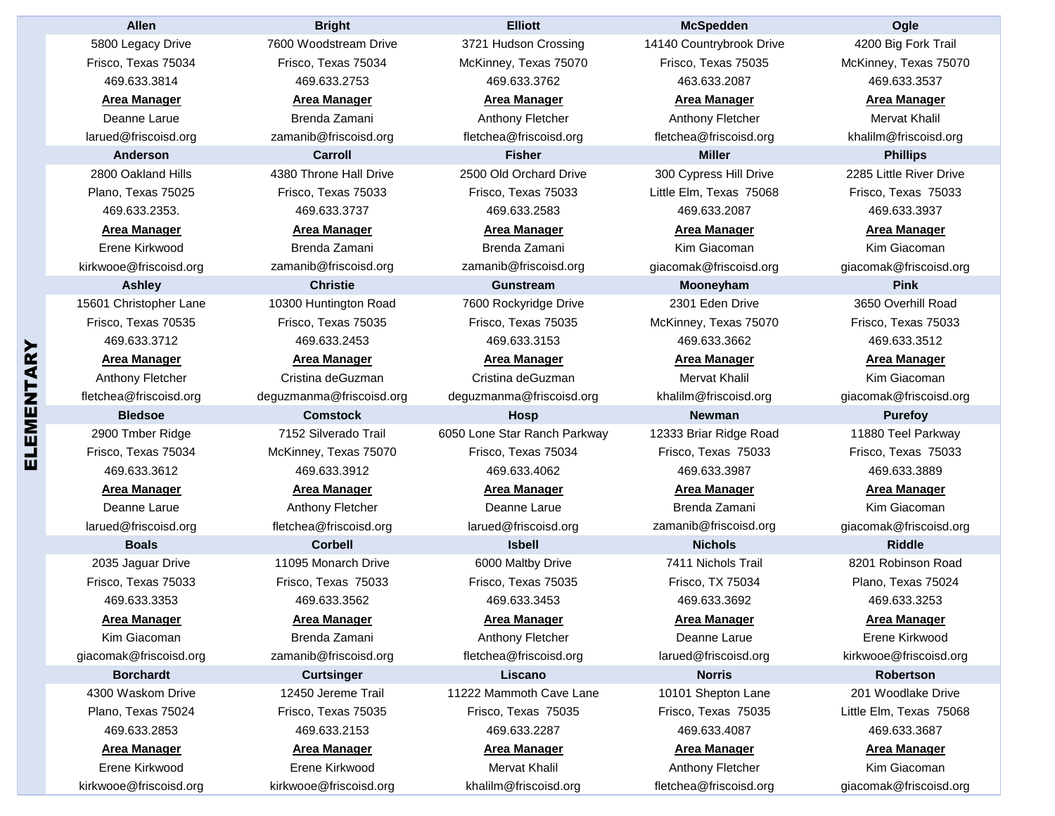# ELEMENTARY

| Allen | Bright | Elliott | McSpedden | Ogle |
|---|---|---|---|---|
| 5800 Legacy Drive | 7600 Woodstream Drive | 3721 Hudson Crossing | 14140 Countrybrook Drive | 4200 Big Fork Trail |
| Frisco, Texas 75034 | Frisco, Texas 75034 | McKinney, Texas 75070 | Frisco, Texas 75035 | McKinney, Texas 75070 |
| 469.633.3814 | 469.633.2753 | 469.633.3762 | 463.633.2087 | 469.633.3537 |
| **Area Manager** | **Area Manager** | **Area Manager** | **Area Manager** | **Area Manager** |
| Deanne Larue | Brenda Zamani | Anthony Fletcher | Anthony Fletcher | Mervat Khalil |
| larued@friscoisd.org | zamanib@friscoisd.org | fletchea@friscoisd.org | fletchea@friscoisd.org | khalilm@friscoisd.org |
| **Anderson** | **Carroll** | **Fisher** | **Miller** | **Phillips** |
| 2800 Oakland Hills | 4380 Throne Hall Drive | 2500 Old Orchard Drive | 300 Cypress Hill Drive | 2285 Little River Drive |
| Plano, Texas 75025 | Frisco, Texas 75033 | Frisco, Texas 75033 | Little Elm, Texas 75068 | Frisco, Texas 75033 |
| 469.633.2353. | 469.633.3737 | 469.633.2583 | 469.633.2087 | 469.633.3937 |
| **Area Manager** | **Area Manager** | **Area Manager** | **Area Manager** | **Area Manager** |
| Erene Kirkwood | Brenda Zamani | Brenda Zamani | Kim Giacoman | Kim Giacoman |
| kirkwooe@friscoisd.org | zamanib@friscoisd.org | zamanib@friscoisd.org | giacomak@friscoisd.org | giacomak@friscoisd.org |
| **Ashley** | **Christie** | **Gunstream** | **Mooneyham** | **Pink** |
| 15601 Christopher Lane | 10300 Huntington Road | 7600 Rockyridge Drive | 2301 Eden Drive | 3650 Overhill Road |
| Frisco, Texas 70535 | Frisco, Texas 75035 | Frisco, Texas 75035 | McKinney, Texas 75070 | Frisco, Texas 75033 |
| 469.633.3712 | 469.633.2453 | 469.633.3153 | 469.633.3662 | 469.633.3512 |
| **Area Manager** | **Area Manager** | **Area Manager** | **Area Manager** | **Area Manager** |
| Anthony Fletcher | Cristina deGuzman | Cristina deGuzman | Mervat Khalil | Kim Giacoman |
| fletchea@friscoisd.org | deguzmanma@friscoisd.org | deguzmanma@friscoisd.org | khalilm@friscoisd.org | giacomak@friscoisd.org |
| **Bledsoe** | **Comstock** | **Hosp** | **Newman** | **Purefoy** |
| 2900 Tmber Ridge | 7152 Silverado Trail | 6050 Lone Star Ranch Parkway | 12333 Briar Ridge Road | 11880 Teel Parkway |
| Frisco, Texas 75034 | McKinney, Texas 75070 | Frisco, Texas 75034 | Frisco, Texas 75033 | Frisco, Texas 75033 |
| 469.633.3612 | 469.633.3912 | 469.633.4062 | 469.633.3987 | 469.633.3889 |
| **Area Manager** | **Area Manager** | **Area Manager** | **Area Manager** | **Area Manager** |
| Deanne Larue | Anthony Fletcher | Deanne Larue | Brenda Zamani | Kim Giacoman |
| larued@friscoisd.org | fletchea@friscoisd.org | larued@friscoisd.org | zamanib@friscoisd.org | giacomak@friscoisd.org |
| **Boals** | **Corbell** | **Isbell** | **Nichols** | **Riddle** |
| 2035 Jaguar Drive | 11095 Monarch Drive | 6000 Maltby Drive | 7411 Nichols Trail | 8201 Robinson Road |
| Frisco, Texas 75033 | Frisco, Texas 75033 | Frisco, Texas 75035 | Frisco, TX 75034 | Plano, Texas 75024 |
| 469.633.3353 | 469.633.3562 | 469.633.3453 | 469.633.3692 | 469.633.3253 |
| **Area Manager** | **Area Manager** | **Area Manager** | **Area Manager** | **Area Manager** |
| Kim Giacoman | Brenda Zamani | Anthony Fletcher | Deanne Larue | Erene Kirkwood |
| giacomak@friscoisd.org | zamanib@friscoisd.org | fletchea@friscoisd.org | larued@friscoisd.org | kirkwooe@friscoisd.org |
| **Borchardt** | **Curtsinger** | **Liscano** | **Norris** | **Robertson** |
| 4300 Waskom Drive | 12450 Jereme Trail | 11222 Mammoth Cave Lane | 10101 Shepton Lane | 201 Woodlake Drive |
| Plano, Texas 75024 | Frisco, Texas 75035 | Frisco, Texas 75035 | Frisco, Texas 75035 | Little Elm, Texas 75068 |
| 469.633.2853 | 469.633.2153 | 469.633.2287 | 469.633.4087 | 469.633.3687 |
| **Area Manager** | **Area Manager** | **Area Manager** | **Area Manager** | **Area Manager** |
| Erene Kirkwood | Erene Kirkwood | Mervat Khalil | Anthony Fletcher | Kim Giacoman |
| kirkwooe@friscoisd.org | kirkwooe@friscoisd.org | khalilm@friscoisd.org | fletchea@friscoisd.org | giacomak@friscoisd.org |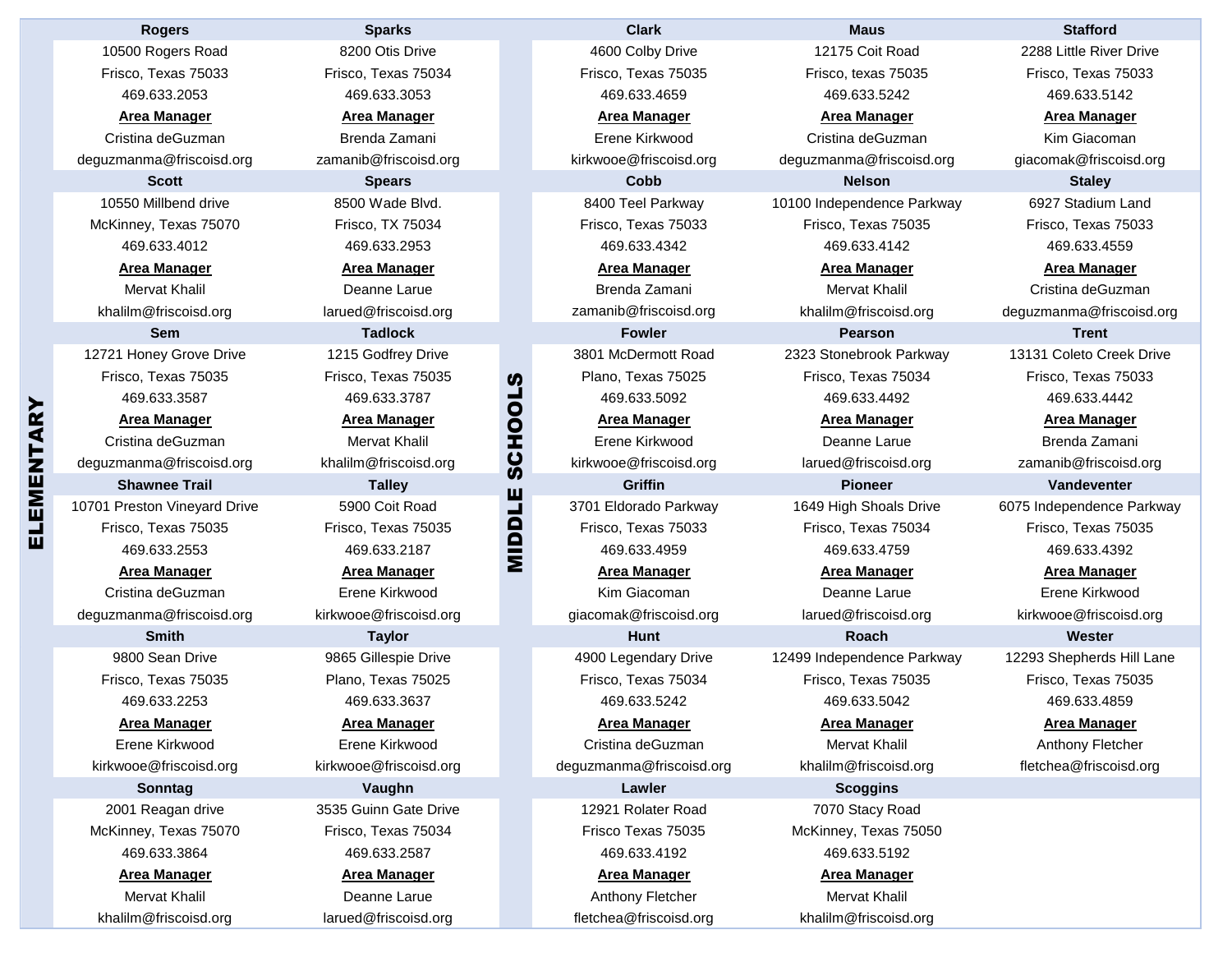## ELEMENTARY

| Rogers | Sparks |
|---|---|
| 10500 Rogers Road | 8200 Otis Drive |
| Frisco, Texas 75033 | Frisco, Texas 75034 |
| 469.633.2053 | 469.633.3053 |
| **Area Manager** | **Area Manager** |
| Cristina deGuzman | Brenda Zamani |
| deguzmanma@friscoisd.org | zamanib@friscoisd.org |
| **Scott** | **Spears** |
| 10550 Millbend drive | 8500 Wade Blvd. |
| McKinney, Texas 75070 | Frisco, TX 75034 |
| 469.633.4012 | 469.633.2953 |
| **Area Manager** | **Area Manager** |
| Mervat Khalil | Deanne Larue |
| khalilm@friscoisd.org | larued@friscoisd.org |
| **Sem** | **Tadlock** |
| 12721 Honey Grove Drive | 1215 Godfrey Drive |
| Frisco, Texas 75035 | Frisco, Texas 75035 |
| 469.633.3587 | 469.633.3787 |
| **Area Manager** | **Area Manager** |
| Cristina deGuzman | Mervat Khalil |
| deguzmanma@friscoisd.org | khalilm@friscoisd.org |
| **Shawnee Trail** | **Talley** |
| 10701 Preston Vineyard Drive | 5900 Coit Road |
| Frisco, Texas 75035 | Frisco, Texas 75035 |
| 469.633.2553 | 469.633.2187 |
| **Area Manager** | **Area Manager** |
| Cristina deGuzman | Erene Kirkwood |
| deguzmanma@friscoisd.org | kirkwooe@friscoisd.org |
| **Smith** | **Taylor** |
| 9800 Sean Drive | 9865 Gillespie Drive |
| Frisco, Texas 75035 | Plano, Texas 75025 |
| 469.633.2253 | 469.633.3637 |
| **Area Manager** | **Area Manager** |
| Erene Kirkwood | Erene Kirkwood |
| kirkwooe@friscoisd.org | kirkwooe@friscoisd.org |
| **Sonntag** | **Vaughn** |
| 2001 Reagan drive | 3535 Guinn Gate Drive |
| McKinney, Texas 75070 | Frisco, Texas 75034 |
| 469.633.3864 | 469.633.2587 |
| **Area Manager** | **Area Manager** |
| Mervat Khalil | Deanne Larue |
| khalilm@friscoisd.org | larued@friscoisd.org |

## MIDDLE SCHOOLS

| Clark | Maus | Stafford |
|---|---|---|
| 4600 Colby Drive | 12175 Coit Road | 2288 Little River Drive |
| Frisco, Texas 75035 | Frisco, texas 75035 | Frisco, Texas 75033 |
| 469.633.4659 | 469.633.5242 | 469.633.5142 |
| **Area Manager** | **Area Manager** | **Area Manager** |
| Erene Kirkwood | Cristina deGuzman | Kim Giacoman |
| kirkwooe@friscoisd.org | deguzmanma@friscoisd.org | giacomak@friscoisd.org |
| **Cobb** | **Nelson** | **Staley** |
| 8400 Teel Parkway | 10100 Independence Parkway | 6927 Stadium Land |
| Frisco, Texas 75033 | Frisco, Texas 75035 | Frisco, Texas 75033 |
| 469.633.4342 | 469.633.4142 | 469.633.4559 |
| **Area Manager** | **Area Manager** | **Area Manager** |
| Brenda Zamani | Mervat Khalil | Cristina deGuzman |
| zamanib@friscoisd.org | khalilm@friscoisd.org | deguzmanma@friscoisd.org |
| **Fowler** | **Pearson** | **Trent** |
| 3801 McDermott Road | 2323 Stonebrook Parkway | 13131 Coleto Creek Drive |
| Plano, Texas 75025 | Frisco, Texas 75034 | Frisco, Texas 75033 |
| 469.633.5092 | 469.633.4492 | 469.633.4442 |
| **Area Manager** | **Area Manager** | **Area Manager** |
| Erene Kirkwood | Deanne Larue | Brenda Zamani |
| kirkwooe@friscoisd.org | larued@friscoisd.org | zamanib@friscoisd.org |
| **Griffin** | **Pioneer** | **Vandeventer** |
| 3701 Eldorado Parkway | 1649 High Shoals Drive | 6075 Independence Parkway |
| Frisco, Texas 75033 | Frisco, Texas 75034 | Frisco, Texas 75035 |
| 469.633.4959 | 469.633.4759 | 469.633.4392 |
| **Area Manager** | **Area Manager** | **Area Manager** |
| Kim Giacoman | Deanne Larue | Erene Kirkwood |
| giacomak@friscoisd.org | larued@friscoisd.org | kirkwooe@friscoisd.org |
| **Hunt** | **Roach** | **Wester** |
| 4900 Legendary Drive | 12499 Independence Parkway | 12293 Shepherds Hill Lane |
| Frisco, Texas 75034 | Frisco, Texas 75035 | Frisco, Texas 75035 |
| 469.633.5242 | 469.633.5042 | 469.633.4859 |
| **Area Manager** | **Area Manager** | **Area Manager** |
| Cristina deGuzman | Mervat Khalil | Anthony Fletcher |
| deguzmanma@friscoisd.org | khalilm@friscoisd.org | fletchea@friscoisd.org |
| **Lawler** | **Scoggins** | |
| 12921 Rolater Road | 7070 Stacy Road | |
| Frisco Texas 75035 | McKinney, Texas 75050 | |
| 469.633.4192 | 469.633.5192 | |
| **Area Manager** | **Area Manager** | |
| Anthony Fletcher | Mervat Khalil | |
| fletchea@friscoisd.org | khalilm@friscoisd.org | |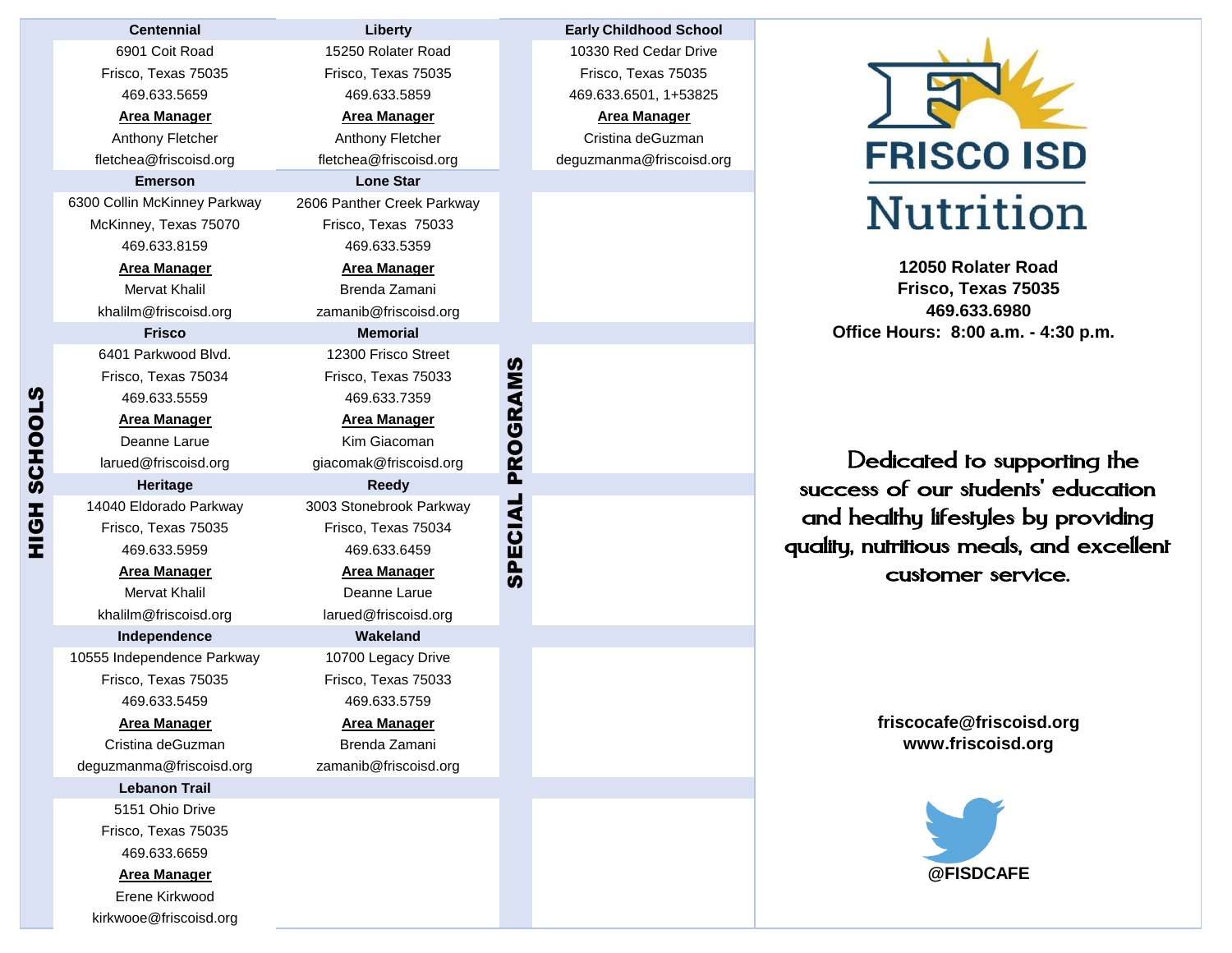## HIGH SCHOOLS

**Centennial**
6901 Coit Road
Frisco, Texas 75035
469.633.5659
**Area Manager**
Anthony Fletcher
fletchea@friscoisd.org

**Emerson**
6300 Collin McKinney Parkway
McKinney, Texas 75070
469.633.8159
**Area Manager**
Mervat Khalil
khalilm@friscoisd.org

**Frisco**
6401 Parkwood Blvd.
Frisco, Texas 75034
469.633.5559
**Area Manager**
Deanne Larue
larued@friscoisd.org

**Heritage**
14040 Eldorado Parkway
Frisco, Texas 75035
469.633.5959
**Area Manager**
Mervat Khalil
khalilm@friscoisd.org

**Independence**
10555 Independence Parkway
Frisco, Texas 75035
469.633.5459
**Area Manager**
Cristina deGuzman
deguzmanma@friscoisd.org

**Lebanon Trail**
5151 Ohio Drive
Frisco, Texas 75035
469.633.6659
**Area Manager**
Erene Kirkwood
kirkwooe@friscoisd.org

**Liberty**
15250 Rolater Road
Frisco, Texas 75035
469.633.5859
**Area Manager**
Anthony Fletcher
fletchea@friscoisd.org

**Lone Star**
2606 Panther Creek Parkway
Frisco, Texas 75033
469.633.5359
**Area Manager**
Brenda Zamani
zamanib@friscoisd.org

**Memorial**
12300 Frisco Street
Frisco, Texas 75033
469.633.7359
**Area Manager**
Kim Giacoman
giacomak@friscoisd.org

**Reedy**
3003 Stonebrook Parkway
Frisco, Texas 75034
469.633.6459
**Area Manager**
Deanne Larue
larued@friscoisd.org

**Wakeland**
10700 Legacy Drive
Frisco, Texas 75033
469.633.5759
**Area Manager**
Brenda Zamani
zamanib@friscoisd.org

## SPECIAL PROGRAMS

**Early Childhood School**
10330 Red Cedar Drive
Frisco, Texas 75035
469.633.6501, 1+53825
**Area Manager**
Cristina deGuzman
deguzmanma@friscoisd.org

# FRISCO ISD Nutrition

**12050 Rolater Road**
**Frisco, Texas 75035**
**469.633.6980**
**Office Hours: 8:00 a.m. - 4:30 p.m.**

Dedicated to supporting the success of our students' education and healthy lifestyles by providing quality, nutritious meals, and excellent customer service.

**friscocafe@friscoisd.org**
**www.friscoisd.org**

**@FISDCAFE**